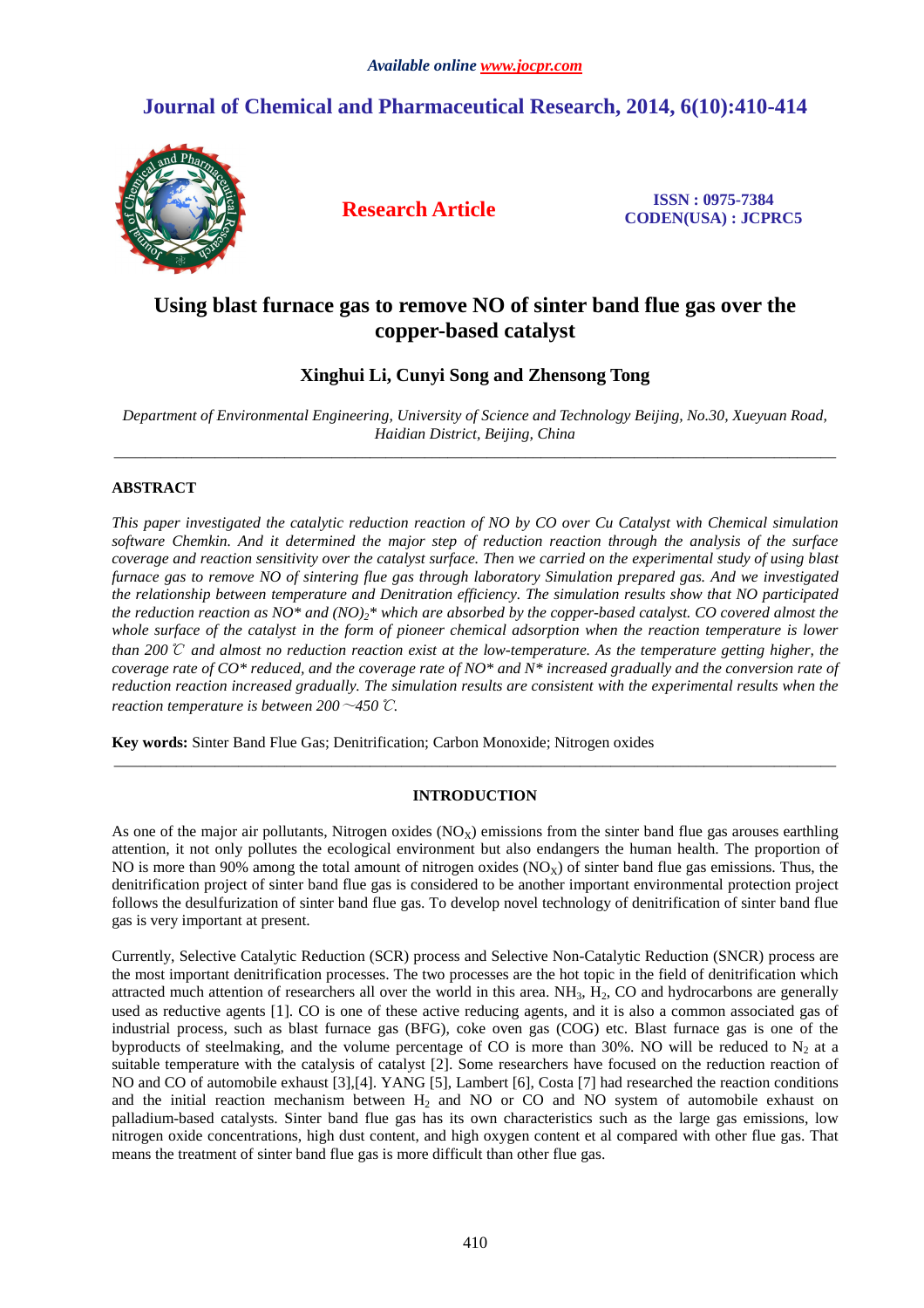*Available online www.jocpr.com*

# Journal of Chemical and Pharmaceutical Research, 2014, 6(10):410-414

**Research Article**

**ISSN : 0975-7384**
**CODEN(USA) : JCPRC5**

# Using blast furnace gas to remove NO of sinter band flue gas over the copper-based catalyst

**Xinghui Li, Cunyi Song and Zhensong Tong**

*Department of Environmental Engineering, University of Science and Technology Beijing, No.30, Xueyuan Road, Haidian District, Beijing, China*

---

## ABSTRACT

*This paper investigated the catalytic reduction reaction of NO by CO over Cu Catalyst with Chemical simulation software Chemkin. And it determined the major step of reduction reaction through the analysis of the surface coverage and reaction sensitivity over the catalyst surface. Then we carried on the experimental study of using blast furnace gas to remove NO of sintering flue gas through laboratory Simulation prepared gas. And we investigated the relationship between temperature and Denitration efficiency. The simulation results show that NO participated the reduction reaction as NO* and $(NO)_2$* which are absorbed by the copper-based catalyst. CO covered almost the whole surface of the catalyst in the form of pioneer chemical adsorption when the reaction temperature is lower than 200℃ and almost no reduction reaction exist at the low-temperature. As the temperature getting higher, the coverage rate of CO* reduced, and the coverage rate of NO* and N* increased gradually and the conversion rate of reduction reaction increased gradually. The simulation results are consistent with the experimental results when the reaction temperature is between 200～450℃.*

**Key words:** Sinter Band Flue Gas; Denitrification; Carbon Monoxide; Nitrogen oxides

---

## INTRODUCTION

As one of the major air pollutants, Nitrogen oxides ($NO_X$) emissions from the sinter band flue gas arouses earthling attention, it not only pollutes the ecological environment but also endangers the human health. The proportion of NO is more than 90% among the total amount of nitrogen oxides ($NO_X$) of sinter band flue gas emissions. Thus, the denitrification project of sinter band flue gas is considered to be another important environmental protection project follows the desulfurization of sinter band flue gas. To develop novel technology of denitrification of sinter band flue gas is very important at present.

Currently, Selective Catalytic Reduction (SCR) process and Selective Non-Catalytic Reduction (SNCR) process are the most important denitrification processes. The two processes are the hot topic in the field of denitrification which attracted much attention of researchers all over the world in this area. $NH_3$, $H_2$, CO and hydrocarbons are generally used as reductive agents [1]. CO is one of these active reducing agents, and it is also a common associated gas of industrial process, such as blast furnace gas (BFG), coke oven gas (COG) etc. Blast furnace gas is one of the byproducts of steelmaking, and the volume percentage of CO is more than 30%. NO will be reduced to $N_2$ at a suitable temperature with the catalysis of catalyst [2]. Some researchers have focused on the reduction reaction of NO and CO of automobile exhaust [3],[4]. YANG [5], Lambert [6], Costa [7] had researched the reaction conditions and the initial reaction mechanism between $H_2$ and NO or CO and NO system of automobile exhaust on palladium-based catalysts. Sinter band flue gas has its own characteristics such as the large gas emissions, low nitrogen oxide concentrations, high dust content, and high oxygen content et al compared with other flue gas. That means the treatment of sinter band flue gas is more difficult than other flue gas.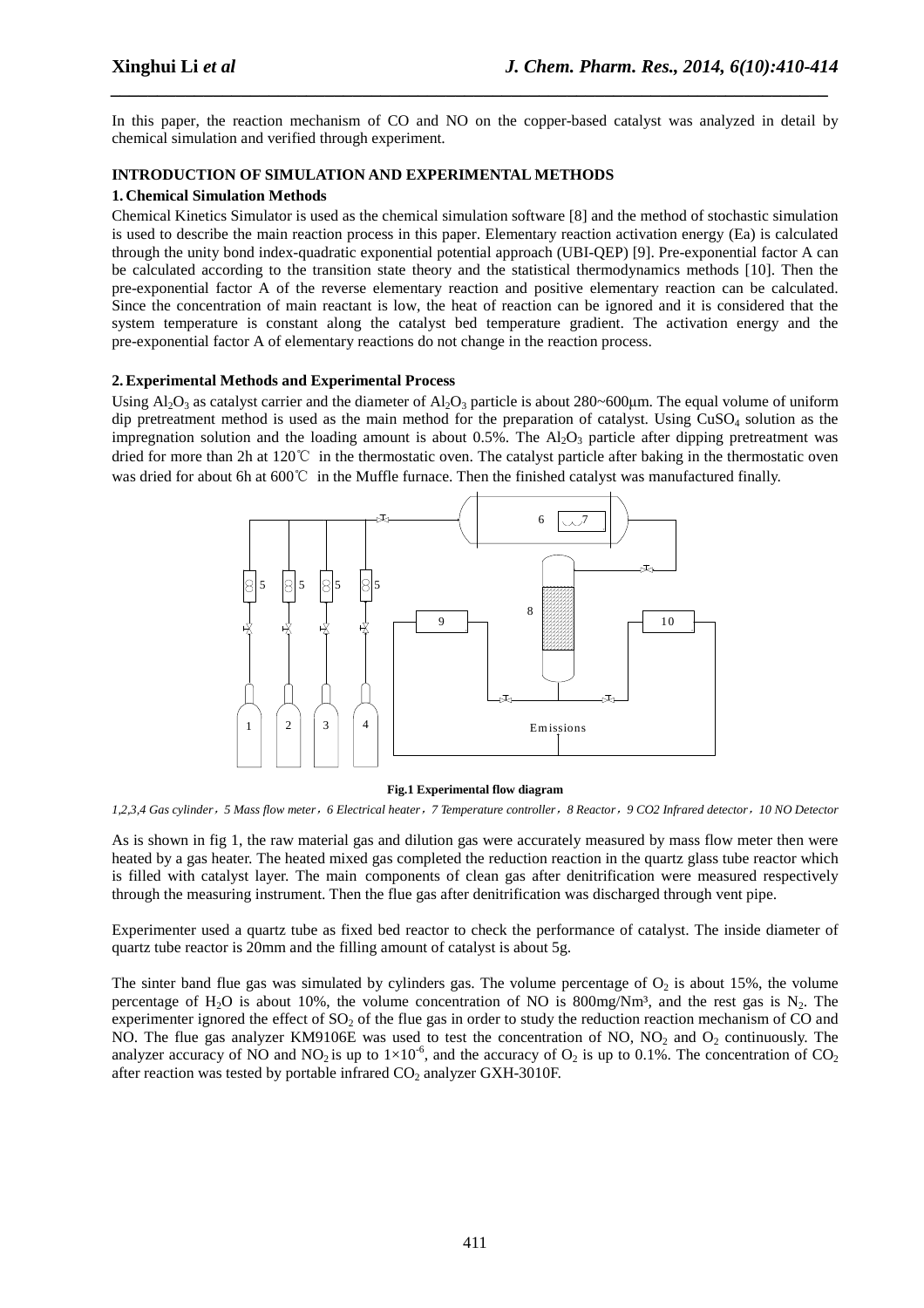In this paper, the reaction mechanism of CO and NO on the copper-based catalyst was analyzed in detail by chemical simulation and verified through experiment.

**INTRODUCTION OF SIMULATION AND EXPERIMENTAL METHODS**

**1. Chemical Simulation Methods**

Chemical Kinetics Simulator is used as the chemical simulation software [8] and the method of stochastic simulation is used to describe the main reaction process in this paper. Elementary reaction activation energy (Ea) is calculated through the unity bond index-quadratic exponential potential approach (UBI-QEP) [9]. Pre-exponential factor A can be calculated according to the transition state theory and the statistical thermodynamics methods [10]. Then the pre-exponential factor A of the reverse elementary reaction and positive elementary reaction can be calculated. Since the concentration of main reactant is low, the heat of reaction can be ignored and it is considered that the system temperature is constant along the catalyst bed temperature gradient. The activation energy and the pre-exponential factor A of elementary reactions do not change in the reaction process.

**2. Experimental Methods and Experimental Process**

Using $Al_2O_3$ as catalyst carrier and the diameter of $Al_2O_3$ particle is about 280~600μm. The equal volume of uniform dip pretreatment method is used as the main method for the preparation of catalyst. Using $CuSO_4$ solution as the impregnation solution and the loading amount is about 0.5%. The $Al_2O_3$ particle after dipping pretreatment was dried for more than 2h at 120℃ in the thermostatic oven. The catalyst particle after baking in the thermostatic oven was dried for about 6h at 600℃ in the Muffle furnace. Then the finished catalyst was manufactured finally.

**Fig.1 Experimental flow diagram**

*1,2,3,4 Gas cylinder，5 Mass flow meter，6 Electrical heater，7 Temperature controller，8 Reactor，9 CO2 Infrared detector，10 NO Detector*

As is shown in fig 1, the raw material gas and dilution gas were accurately measured by mass flow meter then were heated by a gas heater. The heated mixed gas completed the reduction reaction in the quartz glass tube reactor which is filled with catalyst layer. The main components of clean gas after denitrification were measured respectively through the measuring instrument. Then the flue gas after denitrification was discharged through vent pipe.

Experimenter used a quartz tube as fixed bed reactor to check the performance of catalyst. The inside diameter of quartz tube reactor is 20mm and the filling amount of catalyst is about 5g.

The sinter band flue gas was simulated by cylinders gas. The volume percentage of $O_2$ is about 15%, the volume percentage of $H_2O$ is about 10%, the volume concentration of NO is 800mg/Nm³, and the rest gas is $N_2$. The experimenter ignored the effect of $SO_2$ of the flue gas in order to study the reduction reaction mechanism of CO and NO. The flue gas analyzer KM9106E was used to test the concentration of NO, $NO_2$ and $O_2$ continuously. The analyzer accuracy of NO and $NO_2$ is up to $1\times10^{-6}$, and the accuracy of $O_2$ is up to 0.1%. The concentration of $CO_2$ after reaction was tested by portable infrared $CO_2$ analyzer GXH-3010F.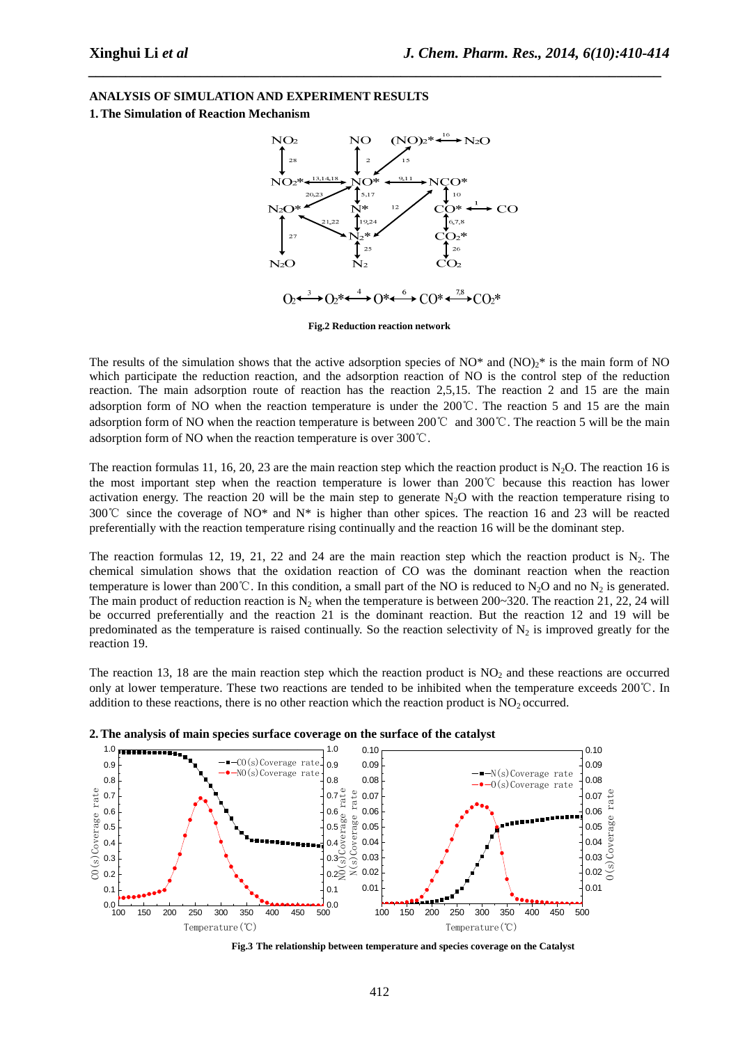## ANALYSIS OF SIMULATION AND EXPERIMENT RESULTS

### 1. The Simulation of Reaction Mechanism

**Fig.2 Reduction reaction network**

The results of the simulation shows that the active adsorption species of NO* and $(NO)_2$* is the main form of NO which participate the reduction reaction, and the adsorption reaction of NO is the control step of the reduction reaction. The main adsorption route of reaction has the reaction 2,5,15. The reaction 2 and 15 are the main adsorption form of NO when the reaction temperature is under the 200℃. The reaction 5 and 15 are the main adsorption form of NO when the reaction temperature is between 200℃ and 300℃. The reaction 5 will be the main adsorption form of NO when the reaction temperature is over 300℃.

The reaction formulas 11, 16, 20, 23 are the main reaction step which the reaction product is $N_2O$. The reaction 16 is the most important step when the reaction temperature is lower than 200℃ because this reaction has lower activation energy. The reaction 20 will be the main step to generate $N_2O$ with the reaction temperature rising to 300℃ since the coverage of NO* and N* is higher than other spices. The reaction 16 and 23 will be reacted preferentially with the reaction temperature rising continually and the reaction 16 will be the dominant step.

The reaction formulas 12, 19, 21, 22 and 24 are the main reaction step which the reaction product is $N_2$. The chemical simulation shows that the oxidation reaction of CO was the dominant reaction when the reaction temperature is lower than 200℃. In this condition, a small part of the NO is reduced to $N_2O$ and no $N_2$ is generated. The main product of reduction reaction is $N_2$ when the temperature is between 200~320. The reaction 21, 22, 24 will be occurred preferentially and the reaction 21 is the dominant reaction. But the reaction 12 and 19 will be predominated as the temperature is raised continually. So the reaction selectivity of $N_2$ is improved greatly for the reaction 19.

The reaction 13, 18 are the main reaction step which the reaction product is $NO_2$ and these reactions are occurred only at lower temperature. These two reactions are tended to be inhibited when the temperature exceeds 200℃. In addition to these reactions, there is no other reaction which the reaction product is $NO_2$ occurred.

### 2. The analysis of main species surface coverage on the surface of the catalyst

**Fig.3 The relationship between temperature and species coverage on the Catalyst**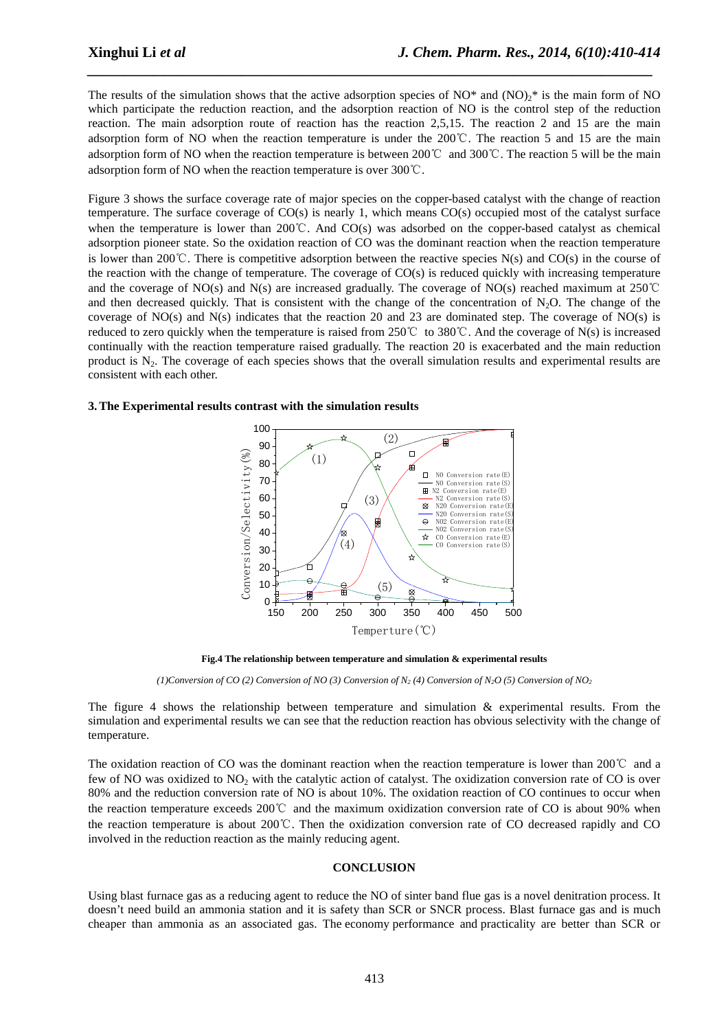The results of the simulation shows that the active adsorption species of NO* and $(NO)_2$* is the main form of NO which participate the reduction reaction, and the adsorption reaction of NO is the control step of the reduction reaction. The main adsorption route of reaction has the reaction 2,5,15. The reaction 2 and 15 are the main adsorption form of NO when the reaction temperature is under the 200℃. The reaction 5 and 15 are the main adsorption form of NO when the reaction temperature is between 200℃ and 300℃. The reaction 5 will be the main adsorption form of NO when the reaction temperature is over 300℃.

Figure 3 shows the surface coverage rate of major species on the copper-based catalyst with the change of reaction temperature. The surface coverage of CO(s) is nearly 1, which means CO(s) occupied most of the catalyst surface when the temperature is lower than 200℃. And CO(s) was adsorbed on the copper-based catalyst as chemical adsorption pioneer state. So the oxidation reaction of CO was the dominant reaction when the reaction temperature is lower than 200℃. There is competitive adsorption between the reactive species N(s) and CO(s) in the course of the reaction with the change of temperature. The coverage of CO(s) is reduced quickly with increasing temperature and the coverage of NO(s) and N(s) are increased gradually. The coverage of NO(s) reached maximum at 250℃ and then decreased quickly. That is consistent with the change of the concentration of $N_2O$. The change of the coverage of NO(s) and N(s) indicates that the reaction 20 and 23 are dominated step. The coverage of NO(s) is reduced to zero quickly when the temperature is raised from 250℃ to 380℃. And the coverage of N(s) is increased continually with the reaction temperature raised gradually. The reaction 20 is exacerbated and the main reduction product is $N_2$. The coverage of each species shows that the overall simulation results and experimental results are consistent with each other.

### 3. The Experimental results contrast with the simulation results

**Fig.4 The relationship between temperature and simulation & experimental results**

*(1)Conversion of CO (2) Conversion of NO (3) Conversion of $N_2$ (4) Conversion of $N_2O$ (5) Conversion of $NO_2$*

The figure 4 shows the relationship between temperature and simulation & experimental results. From the simulation and experimental results we can see that the reduction reaction has obvious selectivity with the change of temperature.

The oxidation reaction of CO was the dominant reaction when the reaction temperature is lower than 200℃ and a few of NO was oxidized to $NO_2$ with the catalytic action of catalyst. The oxidization conversion rate of CO is over 80% and the reduction conversion rate of NO is about 10%. The oxidation reaction of CO continues to occur when the reaction temperature exceeds 200℃ and the maximum oxidization conversion rate of CO is about 90% when the reaction temperature is about 200℃. Then the oxidization conversion rate of CO decreased rapidly and CO involved in the reduction reaction as the mainly reducing agent.

## CONCLUSION

Using blast furnace gas as a reducing agent to reduce the NO of sinter band flue gas is a novel denitration process. It doesn't need build an ammonia station and it is safety than SCR or SNCR process. Blast furnace gas and is much cheaper than ammonia as an associated gas. The economy performance and practicality are better than SCR or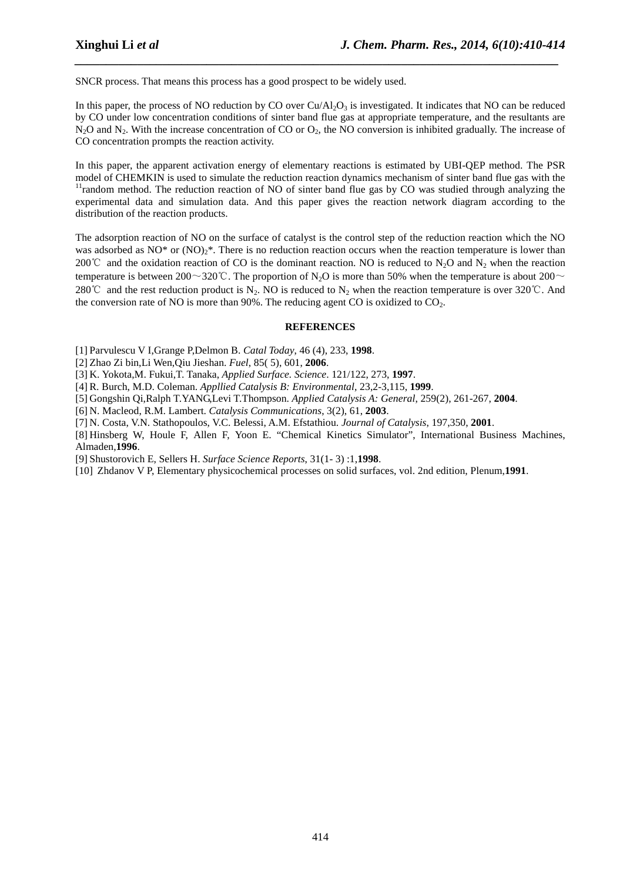SNCR process. That means this process has a good prospect to be widely used.

In this paper, the process of NO reduction by CO over $Cu/Al_2O_3$ is investigated. It indicates that NO can be reduced by CO under low concentration conditions of sinter band flue gas at appropriate temperature, and the resultants are $N_2O$ and $N_2$. With the increase concentration of CO or $O_2$, the NO conversion is inhibited gradually. The increase of CO concentration prompts the reaction activity.

In this paper, the apparent activation energy of elementary reactions is estimated by UBI-QEP method. The PSR model of CHEMKIN is used to simulate the reduction reaction dynamics mechanism of sinter band flue gas with the [11]random method. The reduction reaction of NO of sinter band flue gas by CO was studied through analyzing the experimental data and simulation data. And this paper gives the reaction network diagram according to the distribution of the reaction products.

The adsorption reaction of NO on the surface of catalyst is the control step of the reduction reaction which the NO was adsorbed as NO* or $(NO)_2$*. There is no reduction reaction occurs when the reaction temperature is lower than 200℃ and the oxidation reaction of CO is the dominant reaction. NO is reduced to $N_2O$ and $N_2$ when the reaction temperature is between 200～320℃. The proportion of $N_2O$ is more than 50% when the temperature is about 200～280℃ and the rest reduction product is $N_2$. NO is reduced to $N_2$ when the reaction temperature is over 320℃. And the conversion rate of NO is more than 90%. The reducing agent CO is oxidized to $CO_2$.

## REFERENCES

[1] Parvulescu V I,Grange P,Delmon B. *Catal Today*, 46 (4), 233, **1998**.

[2] Zhao Zi bin,Li Wen,Qiu Jieshan. *Fuel*, 85( 5), 601, **2006**.

[3] K. Yokota,M. Fukui,T. Tanaka, *Applied Surface. Science*. 121/122, 273, **1997**.

[4] R. Burch, M.D. Coleman. *Appllied Catalysis B: Environmental*, 23,2-3,115, **1999**.

[5] Gongshin Qi,Ralph T.YANG,Levi T.Thompson. *Applied Catalysis A: General*, 259(2), 261-267, **2004**.

[6] N. Macleod, R.M. Lambert. *Catalysis Communications*, 3(2), 61, **2003**.

[7] N. Costa, V.N. Stathopoulos, V.C. Belessi, A.M. Efstathiou. *Journal of Catalysis*, 197,350, **2001**.

[8] Hinsberg W, Houle F, Allen F, Yoon E. "Chemical Kinetics Simulator", International Business Machines, Almaden,**1996**.

[9] Shustorovich E, Sellers H. *Surface Science Reports*, 31(1- 3) :1,**1998**.

[10] Zhdanov V P, Elementary physicochemical processes on solid surfaces, vol. 2nd edition, Plenum,**1991**.